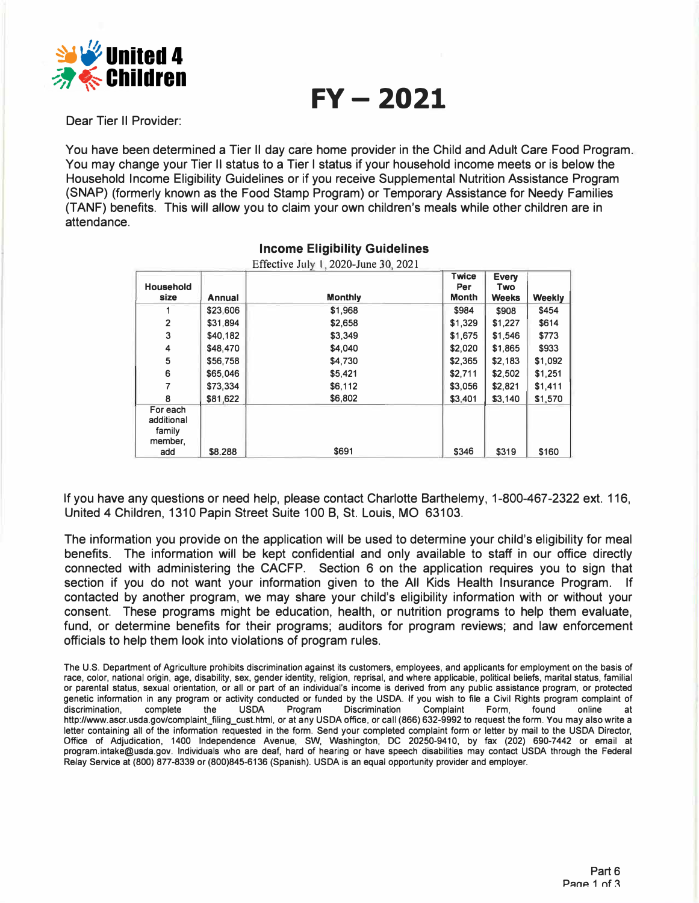United 4 Children

# FY – 2021

Dear Tier II Provider:

You have been determined a Tier II day care home provider in the Child and Adult Care Food Program. You may change your Tier II status to a Tier I status if your household income meets or is below the Household Income Eligibility Guidelines or if you receive Supplemental Nutrition Assistance Program (SNAP) (formerly known as the Food Stamp Program) or Temporary Assistance for Needy Families (TANF) benefits. This will allow you to claim your own children's meals while other children are in attendance.

## Income Eligibility Guidelines

Effective July 1, 2020-June 30, 2021

| Household size | Annual | Monthly | Twice Per Month | Every Two Weeks | Weekly |
|---|---|---|---|---|---|
| 1 | $23,606 | $1,968 | $984 | $908 | $454 |
| 2 | $31,894 | $2,658 | $1,329 | $1,227 | $614 |
| 3 | $40,182 | $3,349 | $1,675 | $1,546 | $773 |
| 4 | $48,470 | $4,040 | $2,020 | $1,865 | $933 |
| 5 | $56,758 | $4,730 | $2,365 | $2,183 | $1,092 |
| 6 | $65,046 | $5,421 | $2,711 | $2,502 | $1,251 |
| 7 | $73,334 | $6,112 | $3,056 | $2,821 | $1,411 |
| 8 | $81,622 | $6,802 | $3,401 | $3,140 | $1,570 |
| For each additional family member, add | $8,288 | $691 | $346 | $319 | $160 |

If you have any questions or need help, please contact Charlotte Barthelemy, 1-800-467-2322 ext. 116, United 4 Children, 1310 Papin Street Suite 100 B, St. Louis, MO 63103.

The information you provide on the application will be used to determine your child's eligibility for meal benefits. The information will be kept confidential and only available to staff in our office directly connected with administering the CACFP. Section 6 on the application requires you to sign that section if you do not want your information given to the All Kids Health Insurance Program. If contacted by another program, we may share your child's eligibility information with or without your consent. These programs might be education, health, or nutrition programs to help them evaluate, fund, or determine benefits for their programs; auditors for program reviews; and law enforcement officials to help them look into violations of program rules.

The U.S. Department of Agriculture prohibits discrimination against its customers, employees, and applicants for employment on the basis of race, color, national origin, age, disability, sex, gender identity, religion, reprisal, and where applicable, political beliefs, marital status, familial or parental status, sexual orientation, or all or part of an individual's income is derived from any public assistance program, or protected genetic information in any program or activity conducted or funded by the USDA. If you wish to file a Civil Rights program complaint of discrimination, complete the USDA Program Discrimination Complaint Form, found online at http://www.ascr.usda.gov/complaint_filing_cust.html, or at any USDA office, or call (866) 632-9992 to request the form. You may also write a letter containing all of the information requested in the form. Send your completed complaint form or letter by mail to the USDA Director, Office of Adjudication, 1400 Independence Avenue, SW, Washington, DC 20250-9410, by fax (202) 690-7442 or email at program.intake@usda.gov. Individuals who are deaf, hard of hearing or have speech disabilities may contact USDA through the Federal Relay Service at (800) 877-8339 or (800)845-6136 (Spanish). USDA is an equal opportunity provider and employer.

Part 6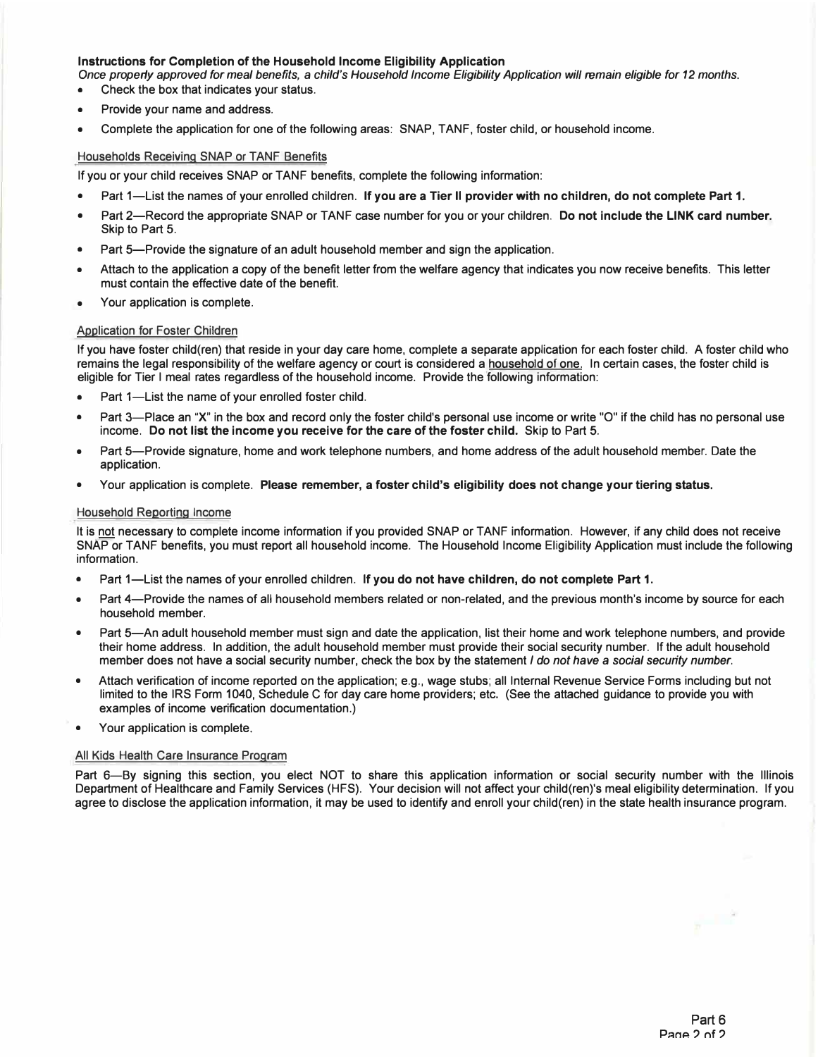**Instructions for Completion of the Household Income Eligibility Application**

*Once properly approved for meal benefits, a child's Household Income Eligibility Application will remain eligible for 12 months.*

- Check the box that indicates your status.
- Provide your name and address.
- Complete the application for one of the following areas: SNAP, TANF, foster child, or household income.

Households Receiving SNAP or TANF Benefits

If you or your child receives SNAP or TANF benefits, complete the following information:

- Part 1—List the names of your enrolled children. **If you are a Tier II provider with no children, do not complete Part 1.**
- Part 2—Record the appropriate SNAP or TANF case number for you or your children. **Do not include the LINK card number.** Skip to Part 5.
- Part 5—Provide the signature of an adult household member and sign the application.
- Attach to the application a copy of the benefit letter from the welfare agency that indicates you now receive benefits. This letter must contain the effective date of the benefit.
- Your application is complete.

Application for Foster Children

If you have foster child(ren) that reside in your day care home, complete a separate application for each foster child. A foster child who remains the legal responsibility of the welfare agency or court is considered a household of one. In certain cases, the foster child is eligible for Tier I meal rates regardless of the household income. Provide the following information:

- Part 1—List the name of your enrolled foster child.
- Part 3—Place an "X" in the box and record only the foster child's personal use income or write "0" if the child has no personal use income. **Do not list the income you receive for the care of the foster child.** Skip to Part 5.
- Part 5—Provide signature, home and work telephone numbers, and home address of the adult household member. Date the application.
- Your application is complete. **Please remember, a foster child's eligibility does not change your tiering status.**

Household Reporting Income

It is not necessary to complete income information if you provided SNAP or TANF information. However, if any child does not receive SNAP or TANF benefits, you must report all household income. The Household Income Eligibility Application must include the following information.

- Part 1—List the names of your enrolled children. **If you do not have children, do not complete Part 1.**
- Part 4—Provide the names of all household members related or non-related, and the previous month's income by source for each household member.
- Part 5—An adult household member must sign and date the application, list their home and work telephone numbers, and provide their home address. In addition, the adult household member must provide their social security number. If the adult household member does not have a social security number, check the box by the statement *I do not have a social security number.*
- Attach verification of income reported on the application; e.g., wage stubs; all Internal Revenue Service Forms including but not limited to the IRS Form 1040, Schedule C for day care home providers; etc. (See the attached guidance to provide you with examples of income verification documentation.)
- Your application is complete.

All Kids Health Care Insurance Program

Part 6—By signing this section, you elect NOT to share this application information or social security number with the Illinois Department of Healthcare and Family Services (HFS). Your decision will not affect your child(ren)'s meal eligibility determination. If you agree to disclose the application information, it may be used to identify and enroll your child(ren) in the state health insurance program.

Part 6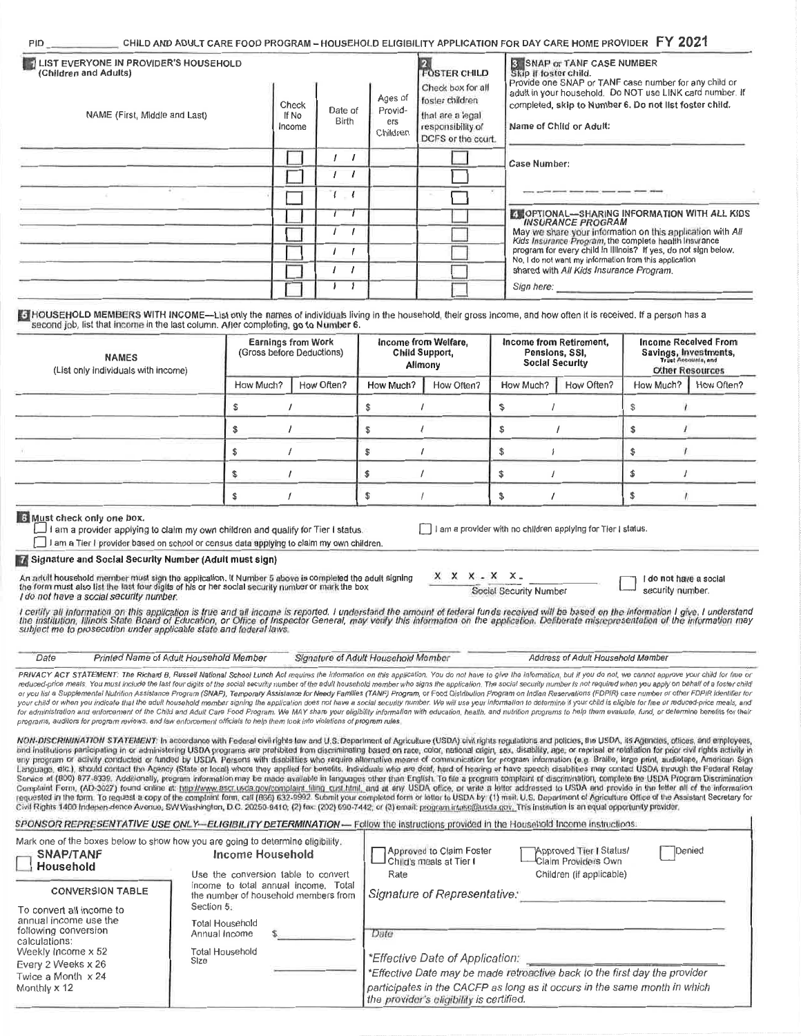PID \_\_\_\_\_\_\_\_\_\_ CHILD AND ADULT CARE FOOD PROGRAM – HOUSEHOLD ELIGIBILITY APPLICATION FOR DAY CARE HOME PROVIDER **FY 2021**

**1** LIST EVERYONE IN PROVIDER'S HOUSEHOLD (Children and Adults)

| NAME (First, Middle and Last) | Check If No Income | Date of Birth | Ages of Providers Children | **2** FOSTER CHILD Check box for all foster children that are a legal responsibility of DCFS or the court. |
|---|---|---|---|---|
| | ☐ | / / | | ☐ |
| | ☐ | / / | | ☐ |
| | ☐ | / / | | ☐ |
| | ☐ | / / | | ☐ |
| | ☐ | / / | | ☐ |
| | ☐ | / / | | ☐ |
| | ☐ | / / | | ☐ |
| | ☐ | / / | | ☐ |

**3** SNAP or TANF CASE NUMBER
Skip if foster child.
Provide one SNAP or TANF case number for any child or adult in your household. Do NOT use LINK card number. If completed, skip to Number 6. Do not list foster child.

Name of Child or Adult: \_\_\_\_\_\_\_\_\_\_\_\_\_\_\_\_

Case Number: \_\_\_\_\_\_\_\_\_\_\_\_\_\_\_\_

**4** OPTIONAL—SHARING INFORMATION WITH ALL KIDS INSURANCE PROGRAM
May we share your information on this application with *All Kids Insurance Program*, the complete health insurance program for every child in Illinois? If yes, do not sign below.
No, I do not want my information from this application shared with *All Kids Insurance Program*.

*Sign here:* \_\_\_\_\_\_\_\_\_\_\_\_\_\_\_\_

**5** HOUSEHOLD MEMBERS WITH INCOME—List only the names of individuals living in the household, their gross income, and how often it is received. If a person has a second job, list that income in the last column. After completing, go to Number 6.

| NAMES (List only individuals with income) | Earnings from Work (Gross before Deductions) | | Income from Welfare, Child Support, Alimony | | Income from Retirement, Pensions, SSI, Social Security | | Income Received From Savings, Investments, Trust Accounts, and Other Resources | |
|---|---|---|---|---|---|---|---|---|
| | How Much? | How Often? | How Much? | How Often? | How Much? | How Often? | How Much? | How Often? |
| | $ | / | $ | / | $ | / | $ | / |
| | $ | / | $ | / | $ | / | $ | / |
| | $ | / | $ | / | $ | / | $ | / |
| | $ | / | $ | / | $ | / | $ | / |
| | $ | / | $ | / | $ | / | $ | / |

**6** Must check only one box.

☐ I am a provider applying to claim my own children and qualify for Tier I status.
☐ I am a provider with no children applying for Tier I status.
☐ I am a Tier I provider based on school or census data applying to claim my own children.

**7** Signature and Social Security Number (Adult must sign)

An adult household member must sign the application. If Number 5 above is completed the adult signing the form must also list the last four digits of his or her social security number or mark the box *I do not have a social security number.*

X X X - X X - \_\_\_\_\_\_\_\_ Social Security Number

☐ I do not have a social security number.

*I certify all information on this application is true and all income is reported. I understand the amount of federal funds received will be based on the information I give. I understand the institution, Illinois State Board of Education, or Office of Inspector General, may verify this information on the application. Deliberate misrepresentation of the information may subject me to prosecution under applicable state and federal laws.*

*Date* \_\_\_\_\_ *Printed Name of Adult Household Member* \_\_\_\_\_ *Signature of Adult Household Member* \_\_\_\_\_ *Address of Adult Household Member* \_\_\_\_\_

*PRIVACY ACT STATEMENT: The Richard B. Russell National School Lunch Act requires the information on this application. You do not have to give the information, but if you do not, we cannot approve your child for free or reduced-price meals. You must include the last four digits of the social security number of the adult household member who signs the application. The social security number is not required when you apply on behalf of a foster child or you list a Supplemental Nutrition Assistance Program (SNAP), Temporary Assistance for Needy Families (TANF) Program, or Food Distribution Program on Indian Reservations (FDPIR) case number or other FDPIR identifier for your child or when you indicate that the adult household member signing the application does not have a social security number. We will use your information to determine if your child is eligible for free or reduced-price meals, and for administration and enforcement of the Child and Adult Care Food Program. We MAY share your eligibility information with education, health, and nutrition programs to help them evaluate, fund, or determine benefits for their programs, auditors for program reviews, and law enforcement officials to help them look into violations of program rules.*

*NON-DISCRIMINATION STATEMENT:* In accordance with Federal civil rights law and U.S. Department of Agriculture (USDA) civil rights regulations and policies, the USDA, its Agencies, offices, and employees, and institutions participating in or administering USDA programs are prohibited from discriminating based on race, color, national origin, sex, disability, age, or reprisal or retaliation for prior civil rights activity in any program or activity conducted or funded by USDA. Persons with disabilities who require alternative means of communication for program information (e.g. Braille, large print, audiotape, American Sign Language, etc.), should contact the Agency (State or local) where they applied for benefits. Individuals who are deaf, hard of hearing or have speech disabilities may contact USDA through the Federal Relay Service at (800) 877-8339. Additionally, program information may be made available in languages other than English. To file a program complaint of discrimination, complete the USDA Program Discrimination Complaint Form, (AD-3027) found online at: http://www.ascr.usda.gov/complaint_filing_cust.html, and at any USDA office, or write a letter addressed to USDA and provide in the letter all of the information requested in the form. To request a copy of the complaint form, call (866) 632-9992. Submit your completed form or letter to USDA by: (1) mail: U.S. Department of Agriculture Office of the Assistant Secretary for Civil Rights 1400 Independence Avenue, SW Washington, D.C. 20250-9410; (2) fax: (202) 690-7442; or (3) email: program.intake@usda.gov. This institution is an equal opportunity provider.

*SPONSOR REPRESENTATIVE USE ONLY—ELIGIBILITY DETERMINATION* — Follow the instructions provided in the Household Income Instructions.

Mark one of the boxes below to show how you are going to determine eligibility.

☐ **SNAP/TANF Household**

**CONVERSION TABLE**

To convert all income to annual income use the following conversion calculations:
Weekly Income x 52
Every 2 Weeks x 26
Twice a Month x 24
Monthly x 12

☐ **Income Household**

Use the conversion table to convert income to total annual income. Total the number of household members from Section 5.

Total Household Annual Income $ \_\_\_\_\_\_\_\_

Total Household Size \_\_\_\_\_\_\_\_

☐ Approved to Claim Foster Child's meals at Tier I Rate
☐ Approved Tier I Status/ Claim Providers Own Children (if applicable)
☐ Denied

*Signature of Representative:* \_\_\_\_\_\_\_\_\_\_\_\_\_\_\_\_

*Date* \_\_\_\_\_\_\_\_

*\*Effective Date of Application:* \_\_\_\_\_\_\_\_

*\*Effective Date may be made retroactive back to the first day the provider participates in the CACFP as long as it occurs in the same month in which the provider's eligibility is certified.*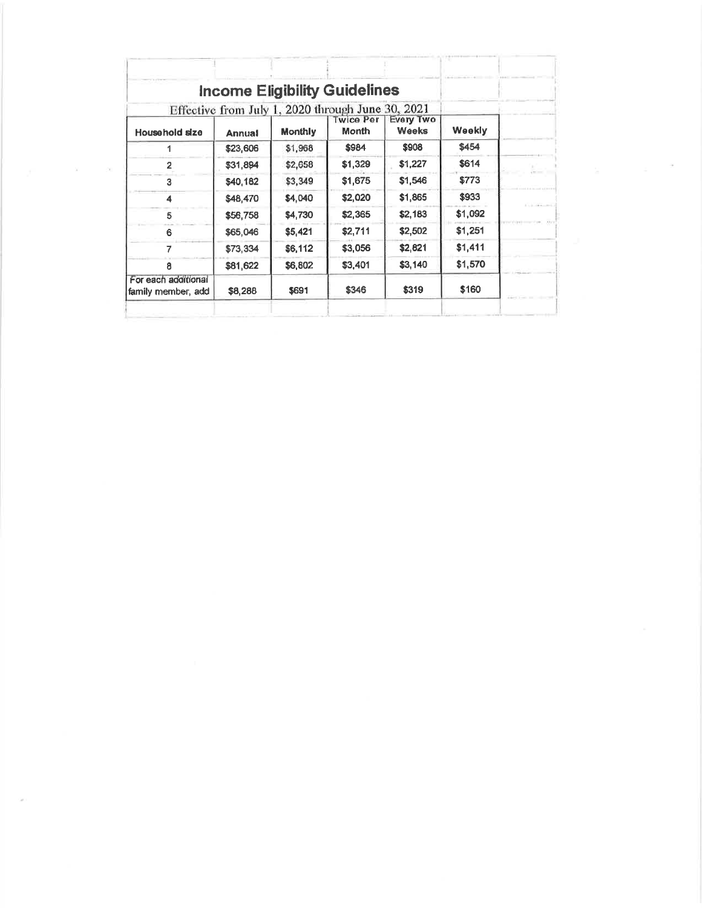## Income Eligibility Guidelines

Effective from July 1, 2020 through June 30, 2021

| Household size | Annual | Monthly | Twice Per Month | Every Two Weeks | Weekly |
|---|---|---|---|---|---|
| 1 | $23,606 | $1,968 | $984 | $908 | $454 |
| 2 | $31,894 | $2,658 | $1,329 | $1,227 | $614 |
| 3 | $40,182 | $3,349 | $1,675 | $1,546 | $773 |
| 4 | $48,470 | $4,040 | $2,020 | $1,865 | $933 |
| 5 | $56,758 | $4,730 | $2,365 | $2,183 | $1,092 |
| 6 | $65,046 | $5,421 | $2,711 | $2,502 | $1,251 |
| 7 | $73,334 | $6,112 | $3,056 | $2,821 | $1,411 |
| 8 | $81,622 | $6,802 | $3,401 | $3,140 | $1,570 |
| For each additional family member, add | $8,288 | $691 | $346 | $319 | $160 |